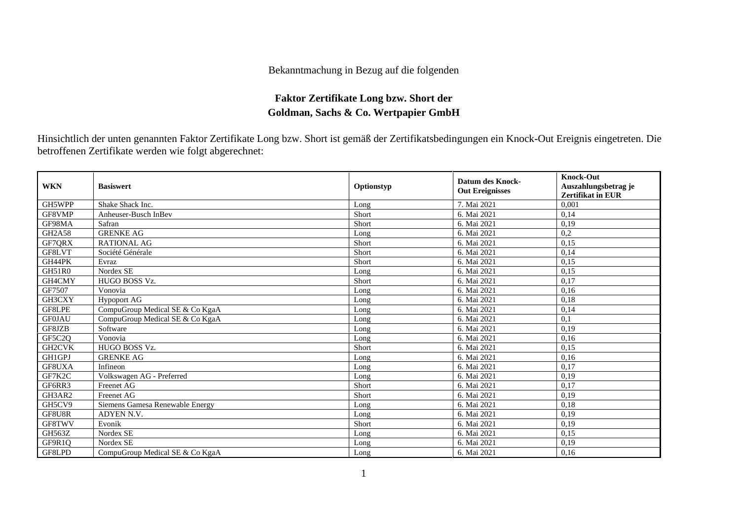Bekanntmachung in Bezug auf die folgenden

**Faktor Zertifikate Long bzw. Short der Goldman, Sachs & Co. Wertpapier GmbH**

Hinsichtlich der unten genannten Faktor Zertifikate Long bzw. Short ist gemäß der Zertifikatsbedingungen ein Knock-Out Ereignis eingetreten. Die betroffenen Zertifikate werden wie folgt abgerechnet:

| WKN | Basiswert | Optionstyp | Datum des Knock-Out Ereignisses | Knock-Out Auszahlungsbetrag je Zertifikat in EUR |
|---|---|---|---|---|
| GH5WPP | Shake Shack Inc. | Long | 7. Mai 2021 | 0,001 |
| GF8VMP | Anheuser-Busch InBev | Short | 6. Mai 2021 | 0,14 |
| GF98MA | Safran | Short | 6. Mai 2021 | 0,19 |
| GH2A58 | GRENKE AG | Long | 6. Mai 2021 | 0,2 |
| GF7QRX | RATIONAL AG | Short | 6. Mai 2021 | 0,15 |
| GF8LVT | Société Générale | Short | 6. Mai 2021 | 0,14 |
| GH44PK | Evraz | Short | 6. Mai 2021 | 0,15 |
| GH51R0 | Nordex SE | Long | 6. Mai 2021 | 0,15 |
| GH4CMY | HUGO BOSS Vz. | Short | 6. Mai 2021 | 0,17 |
| GF7507 | Vonovia | Long | 6. Mai 2021 | 0,16 |
| GH3CXY | Hypoport AG | Long | 6. Mai 2021 | 0,18 |
| GF8LPE | CompuGroup Medical SE & Co KgaA | Long | 6. Mai 2021 | 0,14 |
| GF0JAU | CompuGroup Medical SE & Co KgaA | Long | 6. Mai 2021 | 0,1 |
| GF8JZB | Software | Long | 6. Mai 2021 | 0,19 |
| GF5C2Q | Vonovia | Long | 6. Mai 2021 | 0,16 |
| GH2CVK | HUGO BOSS Vz. | Short | 6. Mai 2021 | 0,15 |
| GH1GPJ | GRENKE AG | Long | 6. Mai 2021 | 0,16 |
| GF8UXA | Infineon | Long | 6. Mai 2021 | 0,17 |
| GF7K2C | Volkswagen AG - Preferred | Long | 6. Mai 2021 | 0,19 |
| GF6RR3 | Freenet AG | Short | 6. Mai 2021 | 0,17 |
| GH3AR2 | Freenet AG | Short | 6. Mai 2021 | 0,19 |
| GH5CV9 | Siemens Gamesa Renewable Energy | Long | 6. Mai 2021 | 0,18 |
| GF8U8R | ADYEN N.V. | Long | 6. Mai 2021 | 0,19 |
| GF8TWV | Evonik | Short | 6. Mai 2021 | 0,19 |
| GH563Z | Nordex SE | Long | 6. Mai 2021 | 0,15 |
| GF9R1Q | Nordex SE | Long | 6. Mai 2021 | 0,19 |
| GF8LPD | CompuGroup Medical SE & Co KgaA | Long | 6. Mai 2021 | 0,16 |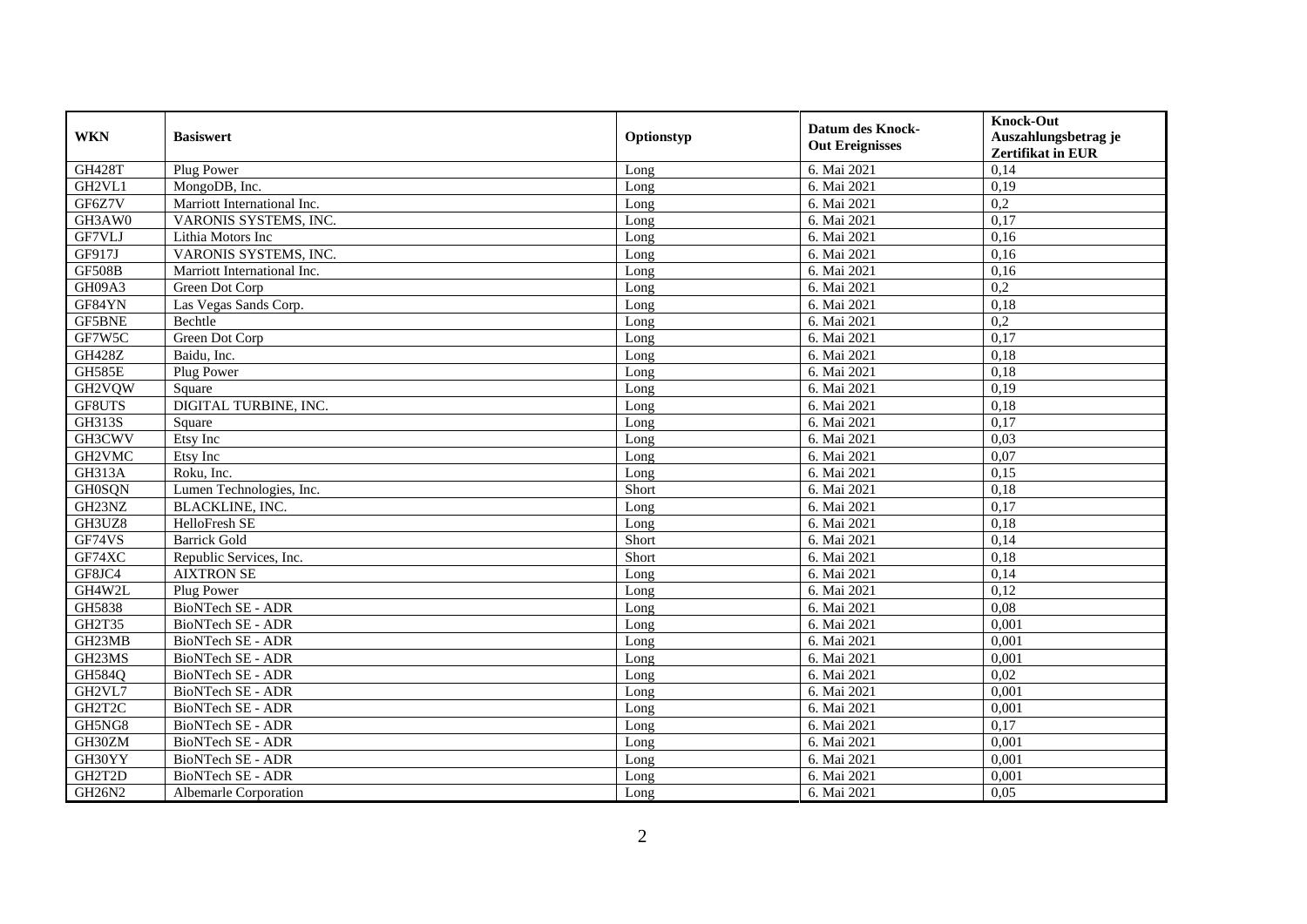| WKN | Basiswert | Optionstyp | Datum des Knock-Out Ereignisses | Knock-Out Auszahlungsbetrag je Zertifikat in EUR |
|---|---|---|---|---|
| GH428T | Plug Power | Long | 6. Mai 2021 | 0,14 |
| GH2VL1 | MongoDB, Inc. | Long | 6. Mai 2021 | 0,19 |
| GF6Z7V | Marriott International Inc. | Long | 6. Mai 2021 | 0,2 |
| GH3AW0 | VARONIS SYSTEMS, INC. | Long | 6. Mai 2021 | 0,17 |
| GF7VLJ | Lithia Motors Inc | Long | 6. Mai 2021 | 0,16 |
| GF917J | VARONIS SYSTEMS, INC. | Long | 6. Mai 2021 | 0,16 |
| GF508B | Marriott International Inc. | Long | 6. Mai 2021 | 0,16 |
| GH09A3 | Green Dot Corp | Long | 6. Mai 2021 | 0,2 |
| GF84YN | Las Vegas Sands Corp. | Long | 6. Mai 2021 | 0,18 |
| GF5BNE | Bechtle | Long | 6. Mai 2021 | 0,2 |
| GF7W5C | Green Dot Corp | Long | 6. Mai 2021 | 0,17 |
| GH428Z | Baidu, Inc. | Long | 6. Mai 2021 | 0,18 |
| GH585E | Plug Power | Long | 6. Mai 2021 | 0,18 |
| GH2VQW | Square | Long | 6. Mai 2021 | 0,19 |
| GF8UTS | DIGITAL TURBINE, INC. | Long | 6. Mai 2021 | 0,18 |
| GH313S | Square | Long | 6. Mai 2021 | 0,17 |
| GH3CWV | Etsy Inc | Long | 6. Mai 2021 | 0,03 |
| GH2VMC | Etsy Inc | Long | 6. Mai 2021 | 0,07 |
| GH313A | Roku, Inc. | Long | 6. Mai 2021 | 0,15 |
| GH0SQN | Lumen Technologies, Inc. | Short | 6. Mai 2021 | 0,18 |
| GH23NZ | BLACKLINE, INC. | Long | 6. Mai 2021 | 0,17 |
| GH3UZ8 | HelloFresh SE | Long | 6. Mai 2021 | 0,18 |
| GF74VS | Barrick Gold | Short | 6. Mai 2021 | 0,14 |
| GF74XC | Republic Services, Inc. | Short | 6. Mai 2021 | 0,18 |
| GF8JC4 | AIXTRON SE | Long | 6. Mai 2021 | 0,14 |
| GH4W2L | Plug Power | Long | 6. Mai 2021 | 0,12 |
| GH5838 | BioNTech SE - ADR | Long | 6. Mai 2021 | 0,08 |
| GH2T35 | BioNTech SE - ADR | Long | 6. Mai 2021 | 0,001 |
| GH23MB | BioNTech SE - ADR | Long | 6. Mai 2021 | 0,001 |
| GH23MS | BioNTech SE - ADR | Long | 6. Mai 2021 | 0,001 |
| GH584Q | BioNTech SE - ADR | Long | 6. Mai 2021 | 0,02 |
| GH2VL7 | BioNTech SE - ADR | Long | 6. Mai 2021 | 0,001 |
| GH2T2C | BioNTech SE - ADR | Long | 6. Mai 2021 | 0,001 |
| GH5NG8 | BioNTech SE - ADR | Long | 6. Mai 2021 | 0,17 |
| GH30ZM | BioNTech SE - ADR | Long | 6. Mai 2021 | 0,001 |
| GH30YY | BioNTech SE - ADR | Long | 6. Mai 2021 | 0,001 |
| GH2T2D | BioNTech SE - ADR | Long | 6. Mai 2021 | 0,001 |
| GH26N2 | Albemarle Corporation | Long | 6. Mai 2021 | 0,05 |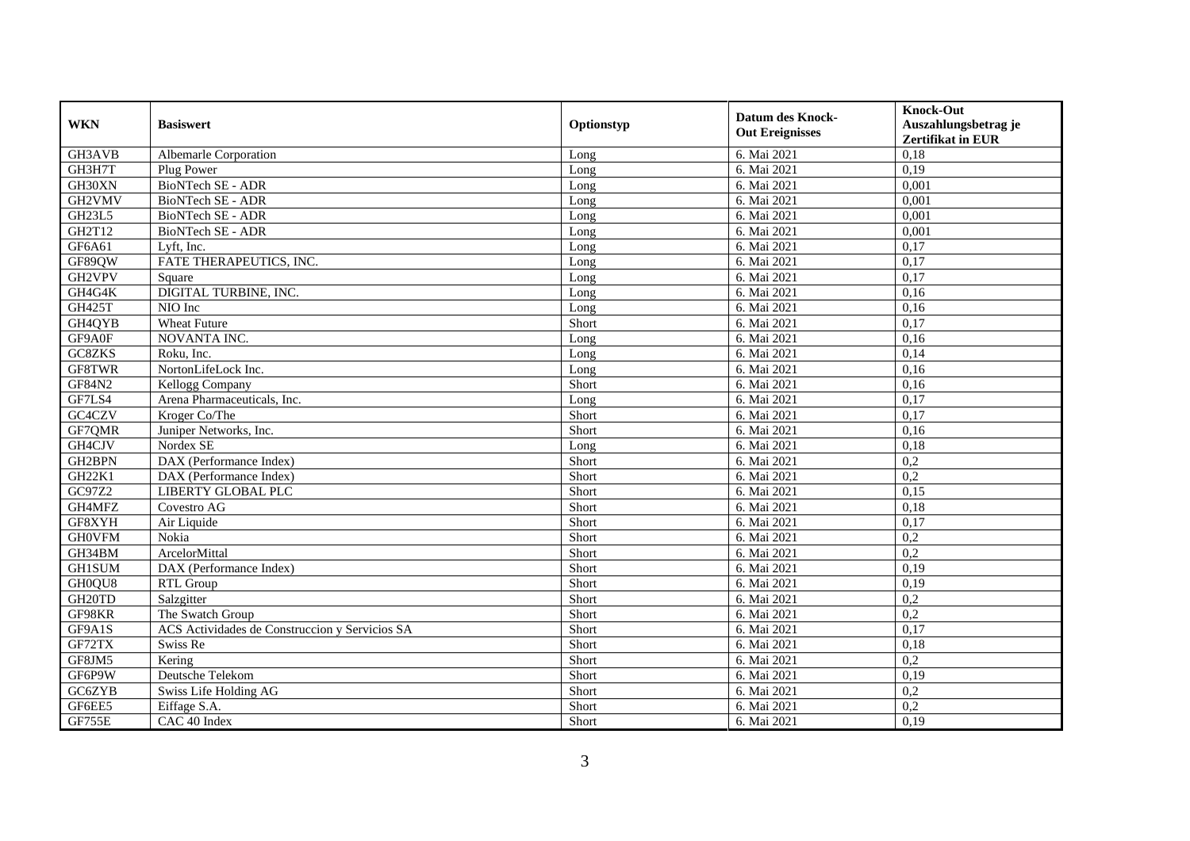| WKN | Basiswert | Optionstyp | Datum des Knock-Out Ereignisses | Knock-Out Auszahlungsbetrag je Zertifikat in EUR |
|---|---|---|---|---|
| GH3AVB | Albemarle Corporation | Long | 6. Mai 2021 | 0,18 |
| GH3H7T | Plug Power | Long | 6. Mai 2021 | 0,19 |
| GH30XN | BioNTech SE - ADR | Long | 6. Mai 2021 | 0,001 |
| GH2VMV | BioNTech SE - ADR | Long | 6. Mai 2021 | 0,001 |
| GH23L5 | BioNTech SE - ADR | Long | 6. Mai 2021 | 0,001 |
| GH2T12 | BioNTech SE - ADR | Long | 6. Mai 2021 | 0,001 |
| GF6A61 | Lyft, Inc. | Long | 6. Mai 2021 | 0,17 |
| GF89QW | FATE THERAPEUTICS, INC. | Long | 6. Mai 2021 | 0,17 |
| GH2VPV | Square | Long | 6. Mai 2021 | 0,17 |
| GH4G4K | DIGITAL TURBINE, INC. | Long | 6. Mai 2021 | 0,16 |
| GH425T | NIO Inc | Long | 6. Mai 2021 | 0,16 |
| GH4QYB | Wheat Future | Short | 6. Mai 2021 | 0,17 |
| GF9A0F | NOVANTA INC. | Long | 6. Mai 2021 | 0,16 |
| GC8ZKS | Roku, Inc. | Long | 6. Mai 2021 | 0,14 |
| GF8TWR | NortonLifeLock Inc. | Long | 6. Mai 2021 | 0,16 |
| GF84N2 | Kellogg Company | Short | 6. Mai 2021 | 0,16 |
| GF7LS4 | Arena Pharmaceuticals, Inc. | Long | 6. Mai 2021 | 0,17 |
| GC4CZV | Kroger Co/The | Short | 6. Mai 2021 | 0,17 |
| GF7QMR | Juniper Networks, Inc. | Short | 6. Mai 2021 | 0,16 |
| GH4CJV | Nordex SE | Long | 6. Mai 2021 | 0,18 |
| GH2BPN | DAX (Performance Index) | Short | 6. Mai 2021 | 0,2 |
| GH22K1 | DAX (Performance Index) | Short | 6. Mai 2021 | 0,2 |
| GC97Z2 | LIBERTY GLOBAL PLC | Short | 6. Mai 2021 | 0,15 |
| GH4MFZ | Covestro AG | Short | 6. Mai 2021 | 0,18 |
| GF8XYH | Air Liquide | Short | 6. Mai 2021 | 0,17 |
| GH0VFM | Nokia | Short | 6. Mai 2021 | 0,2 |
| GH34BM | ArcelorMittal | Short | 6. Mai 2021 | 0,2 |
| GH1SUM | DAX (Performance Index) | Short | 6. Mai 2021 | 0,19 |
| GH0QU8 | RTL Group | Short | 6. Mai 2021 | 0,19 |
| GH20TD | Salzgitter | Short | 6. Mai 2021 | 0,2 |
| GF98KR | The Swatch Group | Short | 6. Mai 2021 | 0,2 |
| GF9A1S | ACS Actividades de Construccion y Servicios SA | Short | 6. Mai 2021 | 0,17 |
| GF72TX | Swiss Re | Short | 6. Mai 2021 | 0,18 |
| GF8JM5 | Kering | Short | 6. Mai 2021 | 0,2 |
| GF6P9W | Deutsche Telekom | Short | 6. Mai 2021 | 0,19 |
| GC6ZYB | Swiss Life Holding AG | Short | 6. Mai 2021 | 0,2 |
| GF6EE5 | Eiffage S.A. | Short | 6. Mai 2021 | 0,2 |
| GF755E | CAC 40 Index | Short | 6. Mai 2021 | 0,19 |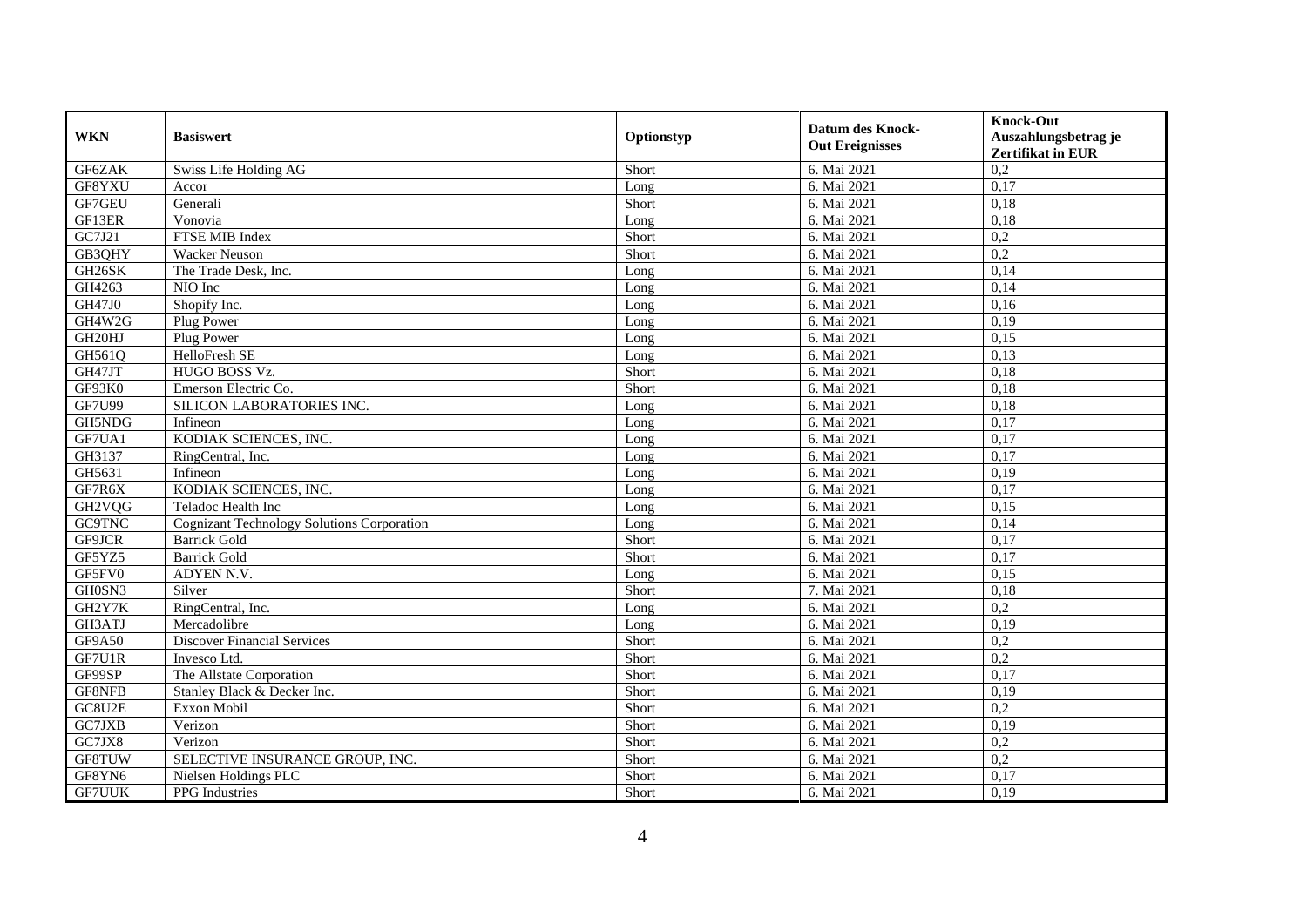| WKN | Basiswert | Optionstyp | Datum des Knock-Out Ereignisses | Knock-Out Auszahlungsbetrag je Zertifikat in EUR |
|---|---|---|---|---|
| GF6ZAK | Swiss Life Holding AG | Short | 6. Mai 2021 | 0,2 |
| GF8YXU | Accor | Long | 6. Mai 2021 | 0,17 |
| GF7GEU | Generali | Short | 6. Mai 2021 | 0,18 |
| GF13ER | Vonovia | Long | 6. Mai 2021 | 0,18 |
| GC7J21 | FTSE MIB Index | Short | 6. Mai 2021 | 0,2 |
| GB3QHY | Wacker Neuson | Short | 6. Mai 2021 | 0,2 |
| GH26SK | The Trade Desk, Inc. | Long | 6. Mai 2021 | 0,14 |
| GH4263 | NIO Inc | Long | 6. Mai 2021 | 0,14 |
| GH47J0 | Shopify Inc. | Long | 6. Mai 2021 | 0,16 |
| GH4W2G | Plug Power | Long | 6. Mai 2021 | 0,19 |
| GH20HJ | Plug Power | Long | 6. Mai 2021 | 0,15 |
| GH561Q | HelloFresh SE | Long | 6. Mai 2021 | 0,13 |
| GH47JT | HUGO BOSS Vz. | Short | 6. Mai 2021 | 0,18 |
| GF93K0 | Emerson Electric Co. | Short | 6. Mai 2021 | 0,18 |
| GF7U99 | SILICON LABORATORIES INC. | Long | 6. Mai 2021 | 0,18 |
| GH5NDG | Infineon | Long | 6. Mai 2021 | 0,17 |
| GF7UA1 | KODIAK SCIENCES, INC. | Long | 6. Mai 2021 | 0,17 |
| GH3137 | RingCentral, Inc. | Long | 6. Mai 2021 | 0,17 |
| GH5631 | Infineon | Long | 6. Mai 2021 | 0,19 |
| GF7R6X | KODIAK SCIENCES, INC. | Long | 6. Mai 2021 | 0,17 |
| GH2VQG | Teladoc Health Inc | Long | 6. Mai 2021 | 0,15 |
| GC9TNC | Cognizant Technology Solutions Corporation | Long | 6. Mai 2021 | 0,14 |
| GF9JCR | Barrick Gold | Short | 6. Mai 2021 | 0,17 |
| GF5YZ5 | Barrick Gold | Short | 6. Mai 2021 | 0,17 |
| GF5FV0 | ADYEN N.V. | Long | 6. Mai 2021 | 0,15 |
| GH0SN3 | Silver | Short | 7. Mai 2021 | 0,18 |
| GH2Y7K | RingCentral, Inc. | Long | 6. Mai 2021 | 0,2 |
| GH3ATJ | Mercadolibre | Long | 6. Mai 2021 | 0,19 |
| GF9A50 | Discover Financial Services | Short | 6. Mai 2021 | 0,2 |
| GF7U1R | Invesco Ltd. | Short | 6. Mai 2021 | 0,2 |
| GF99SP | The Allstate Corporation | Short | 6. Mai 2021 | 0,17 |
| GF8NFB | Stanley Black & Decker Inc. | Short | 6. Mai 2021 | 0,19 |
| GC8U2E | Exxon Mobil | Short | 6. Mai 2021 | 0,2 |
| GC7JXB | Verizon | Short | 6. Mai 2021 | 0,19 |
| GC7JX8 | Verizon | Short | 6. Mai 2021 | 0,2 |
| GF8TUW | SELECTIVE INSURANCE GROUP, INC. | Short | 6. Mai 2021 | 0,2 |
| GF8YN6 | Nielsen Holdings PLC | Short | 6. Mai 2021 | 0,17 |
| GF7UUK | PPG Industries | Short | 6. Mai 2021 | 0,19 |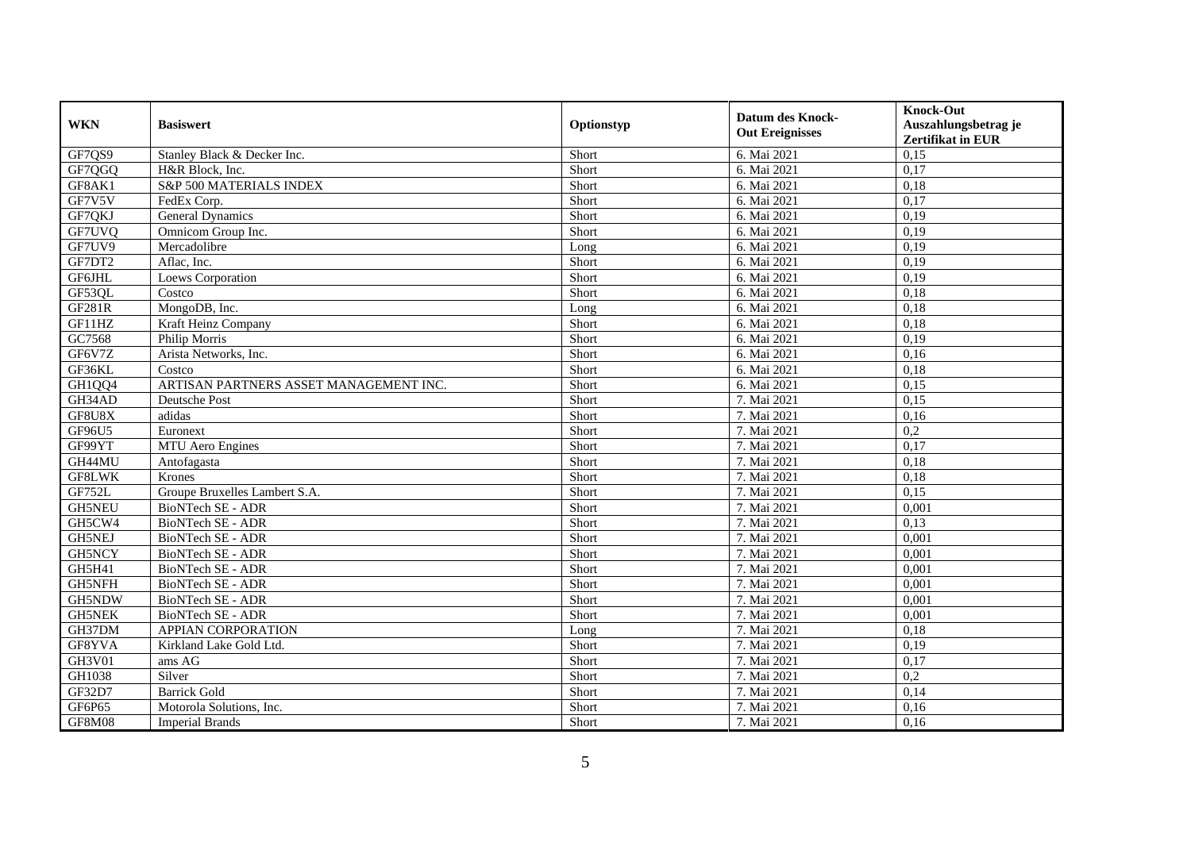| WKN | Basiswert | Optionstyp | Datum des Knock-Out Ereignisses | Knock-Out Auszahlungsbetrag je Zertifikat in EUR |
|---|---|---|---|---|
| GF7QS9 | Stanley Black & Decker Inc. | Short | 6. Mai 2021 | 0,15 |
| GF7QGQ | H&R Block, Inc. | Short | 6. Mai 2021 | 0,17 |
| GF8AK1 | S&P 500 MATERIALS INDEX | Short | 6. Mai 2021 | 0,18 |
| GF7V5V | FedEx Corp. | Short | 6. Mai 2021 | 0,17 |
| GF7QKJ | General Dynamics | Short | 6. Mai 2021 | 0,19 |
| GF7UVQ | Omnicom Group Inc. | Short | 6. Mai 2021 | 0,19 |
| GF7UV9 | Mercadolibre | Long | 6. Mai 2021 | 0,19 |
| GF7DT2 | Aflac, Inc. | Short | 6. Mai 2021 | 0,19 |
| GF6JHL | Loews Corporation | Short | 6. Mai 2021 | 0,19 |
| GF53QL | Costco | Short | 6. Mai 2021 | 0,18 |
| GF281R | MongoDB, Inc. | Long | 6. Mai 2021 | 0,18 |
| GF11HZ | Kraft Heinz Company | Short | 6. Mai 2021 | 0,18 |
| GC7568 | Philip Morris | Short | 6. Mai 2021 | 0,19 |
| GF6V7Z | Arista Networks, Inc. | Short | 6. Mai 2021 | 0,16 |
| GF36KL | Costco | Short | 6. Mai 2021 | 0,18 |
| GH1QQ4 | ARTISAN PARTNERS ASSET MANAGEMENT INC. | Short | 6. Mai 2021 | 0,15 |
| GH34AD | Deutsche Post | Short | 7. Mai 2021 | 0,15 |
| GF8U8X | adidas | Short | 7. Mai 2021 | 0,16 |
| GF96U5 | Euronext | Short | 7. Mai 2021 | 0,2 |
| GF99YT | MTU Aero Engines | Short | 7. Mai 2021 | 0,17 |
| GH44MU | Antofagasta | Short | 7. Mai 2021 | 0,18 |
| GF8LWK | Krones | Short | 7. Mai 2021 | 0,18 |
| GF752L | Groupe Bruxelles Lambert S.A. | Short | 7. Mai 2021 | 0,15 |
| GH5NEU | BioNTech SE - ADR | Short | 7. Mai 2021 | 0,001 |
| GH5CW4 | BioNTech SE - ADR | Short | 7. Mai 2021 | 0,13 |
| GH5NEJ | BioNTech SE - ADR | Short | 7. Mai 2021 | 0,001 |
| GH5NCY | BioNTech SE - ADR | Short | 7. Mai 2021 | 0,001 |
| GH5H41 | BioNTech SE - ADR | Short | 7. Mai 2021 | 0,001 |
| GH5NFH | BioNTech SE - ADR | Short | 7. Mai 2021 | 0,001 |
| GH5NDW | BioNTech SE - ADR | Short | 7. Mai 2021 | 0,001 |
| GH5NEK | BioNTech SE - ADR | Short | 7. Mai 2021 | 0,001 |
| GH37DM | APPIAN CORPORATION | Long | 7. Mai 2021 | 0,18 |
| GF8YVA | Kirkland Lake Gold Ltd. | Short | 7. Mai 2021 | 0,19 |
| GH3V01 | ams AG | Short | 7. Mai 2021 | 0,17 |
| GH1038 | Silver | Short | 7. Mai 2021 | 0,2 |
| GF32D7 | Barrick Gold | Short | 7. Mai 2021 | 0,14 |
| GF6P65 | Motorola Solutions, Inc. | Short | 7. Mai 2021 | 0,16 |
| GF8M08 | Imperial Brands | Short | 7. Mai 2021 | 0,16 |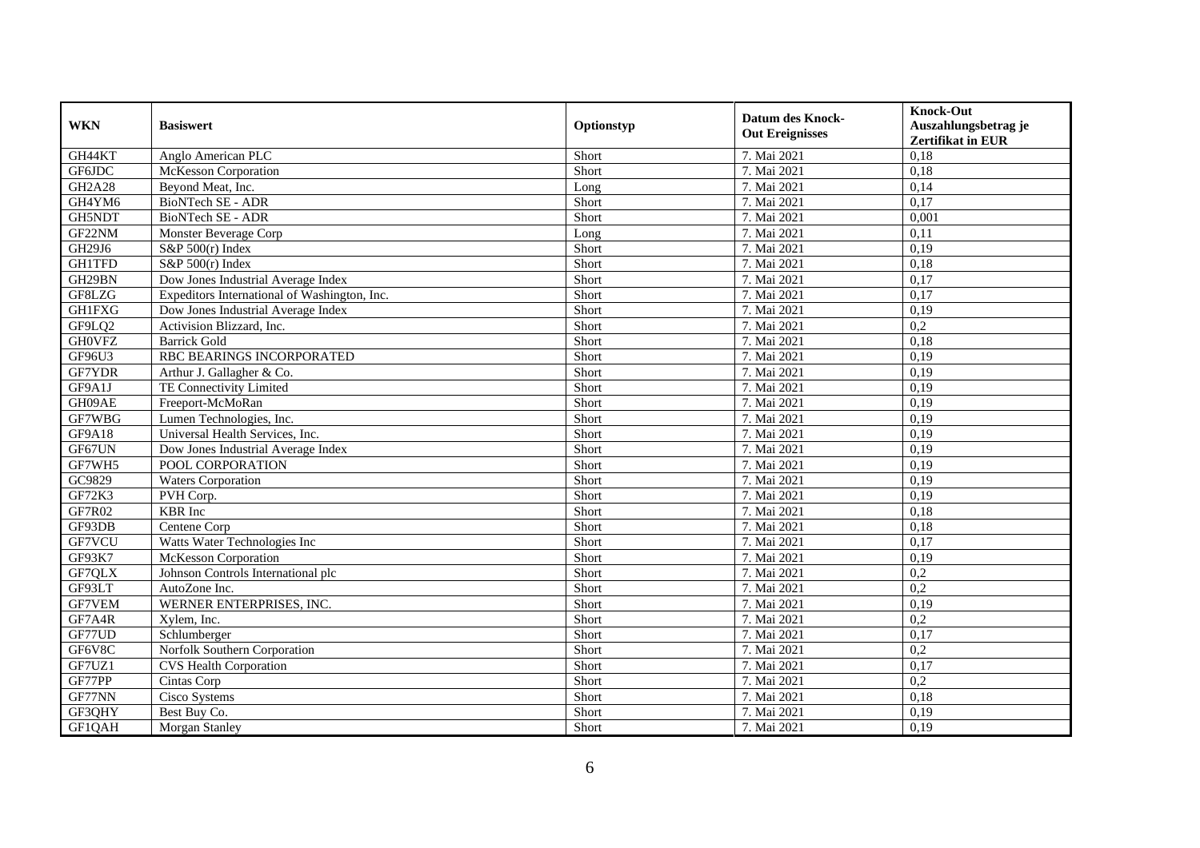| WKN | Basiswert | Optionstyp | Datum des Knock-Out Ereignisses | Knock-Out Auszahlungsbetrag je Zertifikat in EUR |
|---|---|---|---|---|
| GH44KT | Anglo American PLC | Short | 7. Mai 2021 | 0,18 |
| GF6JDC | McKesson Corporation | Short | 7. Mai 2021 | 0,18 |
| GH2A28 | Beyond Meat, Inc. | Long | 7. Mai 2021 | 0,14 |
| GH4YM6 | BioNTech SE - ADR | Short | 7. Mai 2021 | 0,17 |
| GH5NDT | BioNTech SE - ADR | Short | 7. Mai 2021 | 0,001 |
| GF22NM | Monster Beverage Corp | Long | 7. Mai 2021 | 0,11 |
| GH29J6 | S&P 500(r) Index | Short | 7. Mai 2021 | 0,19 |
| GH1TFD | S&P 500(r) Index | Short | 7. Mai 2021 | 0,18 |
| GH29BN | Dow Jones Industrial Average Index | Short | 7. Mai 2021 | 0,17 |
| GF8LZG | Expeditors International of Washington, Inc. | Short | 7. Mai 2021 | 0,17 |
| GH1FXG | Dow Jones Industrial Average Index | Short | 7. Mai 2021 | 0,19 |
| GF9LQ2 | Activision Blizzard, Inc. | Short | 7. Mai 2021 | 0,2 |
| GH0VFZ | Barrick Gold | Short | 7. Mai 2021 | 0,18 |
| GF96U3 | RBC BEARINGS INCORPORATED | Short | 7. Mai 2021 | 0,19 |
| GF7YDR | Arthur J. Gallagher & Co. | Short | 7. Mai 2021 | 0,19 |
| GF9A1J | TE Connectivity Limited | Short | 7. Mai 2021 | 0,19 |
| GH09AE | Freeport-McMoRan | Short | 7. Mai 2021 | 0,19 |
| GF7WBG | Lumen Technologies, Inc. | Short | 7. Mai 2021 | 0,19 |
| GF9A18 | Universal Health Services, Inc. | Short | 7. Mai 2021 | 0,19 |
| GF67UN | Dow Jones Industrial Average Index | Short | 7. Mai 2021 | 0,19 |
| GF7WH5 | POOL CORPORATION | Short | 7. Mai 2021 | 0,19 |
| GC9829 | Waters Corporation | Short | 7. Mai 2021 | 0,19 |
| GF72K3 | PVH Corp. | Short | 7. Mai 2021 | 0,19 |
| GF7R02 | KBR Inc | Short | 7. Mai 2021 | 0,18 |
| GF93DB | Centene Corp | Short | 7. Mai 2021 | 0,18 |
| GF7VCU | Watts Water Technologies Inc | Short | 7. Mai 2021 | 0,17 |
| GF93K7 | McKesson Corporation | Short | 7. Mai 2021 | 0,19 |
| GF7QLX | Johnson Controls International plc | Short | 7. Mai 2021 | 0,2 |
| GF93LT | AutoZone Inc. | Short | 7. Mai 2021 | 0,2 |
| GF7VEM | WERNER ENTERPRISES, INC. | Short | 7. Mai 2021 | 0,19 |
| GF7A4R | Xylem, Inc. | Short | 7. Mai 2021 | 0,2 |
| GF77UD | Schlumberger | Short | 7. Mai 2021 | 0,17 |
| GF6V8C | Norfolk Southern Corporation | Short | 7. Mai 2021 | 0,2 |
| GF7UZ1 | CVS Health Corporation | Short | 7. Mai 2021 | 0,17 |
| GF77PP | Cintas Corp | Short | 7. Mai 2021 | 0,2 |
| GF77NN | Cisco Systems | Short | 7. Mai 2021 | 0,18 |
| GF3QHY | Best Buy Co. | Short | 7. Mai 2021 | 0,19 |
| GF1QAH | Morgan Stanley | Short | 7. Mai 2021 | 0,19 |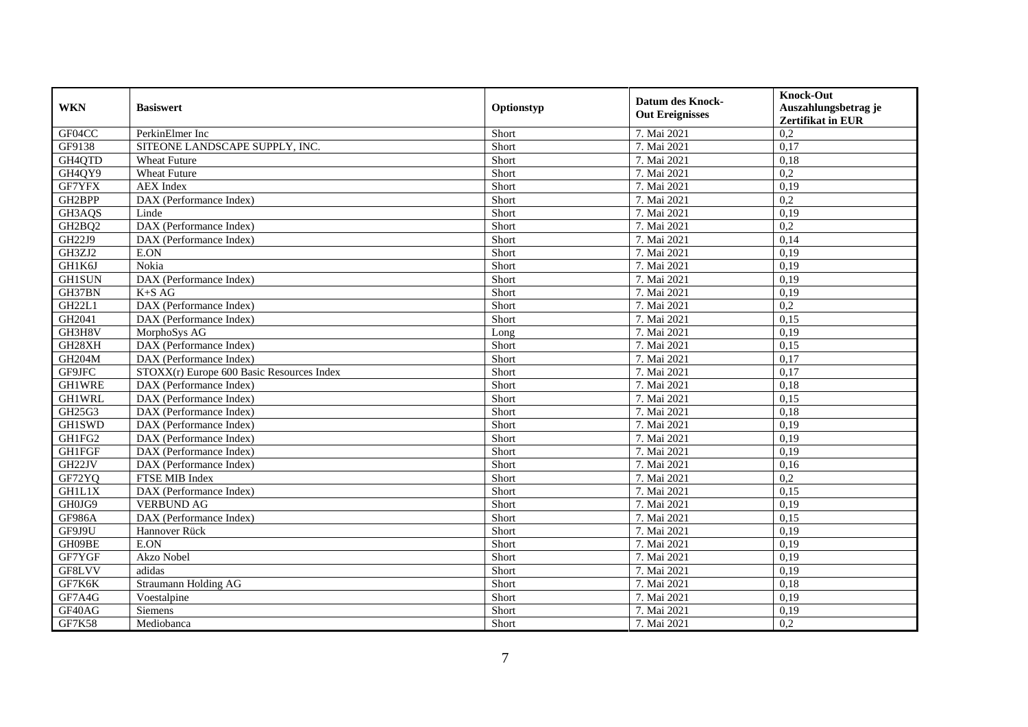| WKN | Basiswert | Optionstyp | Datum des Knock-Out Ereignisses | Knock-Out Auszahlungsbetrag je Zertifikat in EUR |
|---|---|---|---|---|
| GF04CC | PerkinElmer Inc | Short | 7. Mai 2021 | 0,2 |
| GF9138 | SITEONE LANDSCAPE SUPPLY, INC. | Short | 7. Mai 2021 | 0,17 |
| GH4QTD | Wheat Future | Short | 7. Mai 2021 | 0,18 |
| GH4QY9 | Wheat Future | Short | 7. Mai 2021 | 0,2 |
| GF7YFX | AEX Index | Short | 7. Mai 2021 | 0,19 |
| GH2BPP | DAX (Performance Index) | Short | 7. Mai 2021 | 0,2 |
| GH3AQS | Linde | Short | 7. Mai 2021 | 0,19 |
| GH2BQ2 | DAX (Performance Index) | Short | 7. Mai 2021 | 0,2 |
| GH22J9 | DAX (Performance Index) | Short | 7. Mai 2021 | 0,14 |
| GH3ZJ2 | E.ON | Short | 7. Mai 2021 | 0,19 |
| GH1K6J | Nokia | Short | 7. Mai 2021 | 0,19 |
| GH1SUN | DAX (Performance Index) | Short | 7. Mai 2021 | 0,19 |
| GH37BN | K+S AG | Short | 7. Mai 2021 | 0,19 |
| GH22L1 | DAX (Performance Index) | Short | 7. Mai 2021 | 0,2 |
| GH2041 | DAX (Performance Index) | Short | 7. Mai 2021 | 0,15 |
| GH3H8V | MorphoSys AG | Long | 7. Mai 2021 | 0,19 |
| GH28XH | DAX (Performance Index) | Short | 7. Mai 2021 | 0,15 |
| GH204M | DAX (Performance Index) | Short | 7. Mai 2021 | 0,17 |
| GF9JFC | STOXX(r) Europe 600 Basic Resources Index | Short | 7. Mai 2021 | 0,17 |
| GH1WRE | DAX (Performance Index) | Short | 7. Mai 2021 | 0,18 |
| GH1WRL | DAX (Performance Index) | Short | 7. Mai 2021 | 0,15 |
| GH25G3 | DAX (Performance Index) | Short | 7. Mai 2021 | 0,18 |
| GH1SWD | DAX (Performance Index) | Short | 7. Mai 2021 | 0,19 |
| GH1FG2 | DAX (Performance Index) | Short | 7. Mai 2021 | 0,19 |
| GH1FGF | DAX (Performance Index) | Short | 7. Mai 2021 | 0,19 |
| GH22JV | DAX (Performance Index) | Short | 7. Mai 2021 | 0,16 |
| GF72YQ | FTSE MIB Index | Short | 7. Mai 2021 | 0,2 |
| GH1L1X | DAX (Performance Index) | Short | 7. Mai 2021 | 0,15 |
| GH0JG9 | VERBUND AG | Short | 7. Mai 2021 | 0,19 |
| GF986A | DAX (Performance Index) | Short | 7. Mai 2021 | 0,15 |
| GF9J9U | Hannover Rück | Short | 7. Mai 2021 | 0,19 |
| GH09BE | E.ON | Short | 7. Mai 2021 | 0,19 |
| GF7YGF | Akzo Nobel | Short | 7. Mai 2021 | 0,19 |
| GF8LVV | adidas | Short | 7. Mai 2021 | 0,19 |
| GF7K6K | Straumann Holding AG | Short | 7. Mai 2021 | 0,18 |
| GF7A4G | Voestalpine | Short | 7. Mai 2021 | 0,19 |
| GF40AG | Siemens | Short | 7. Mai 2021 | 0,19 |
| GF7K58 | Mediobanca | Short | 7. Mai 2021 | 0,2 |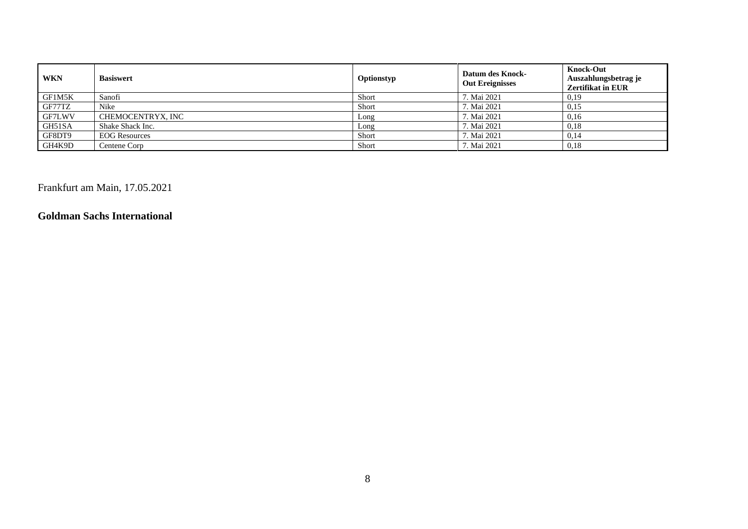| WKN | Basiswert | Optionstyp | Datum des Knock-Out Ereignisses | Knock-Out Auszahlungsbetrag je Zertifikat in EUR |
|---|---|---|---|---|
| GF1M5K | Sanofi | Short | 7. Mai 2021 | 0,19 |
| GF77TZ | Nike | Short | 7. Mai 2021 | 0,15 |
| GF7LWV | CHEMOCENTRYX, INC | Long | 7. Mai 2021 | 0,16 |
| GH51SA | Shake Shack Inc. | Long | 7. Mai 2021 | 0,18 |
| GF8DT9 | EOG Resources | Short | 7. Mai 2021 | 0,14 |
| GH4K9D | Centene Corp | Short | 7. Mai 2021 | 0,18 |

Frankfurt am Main, 17.05.2021

**Goldman Sachs International**